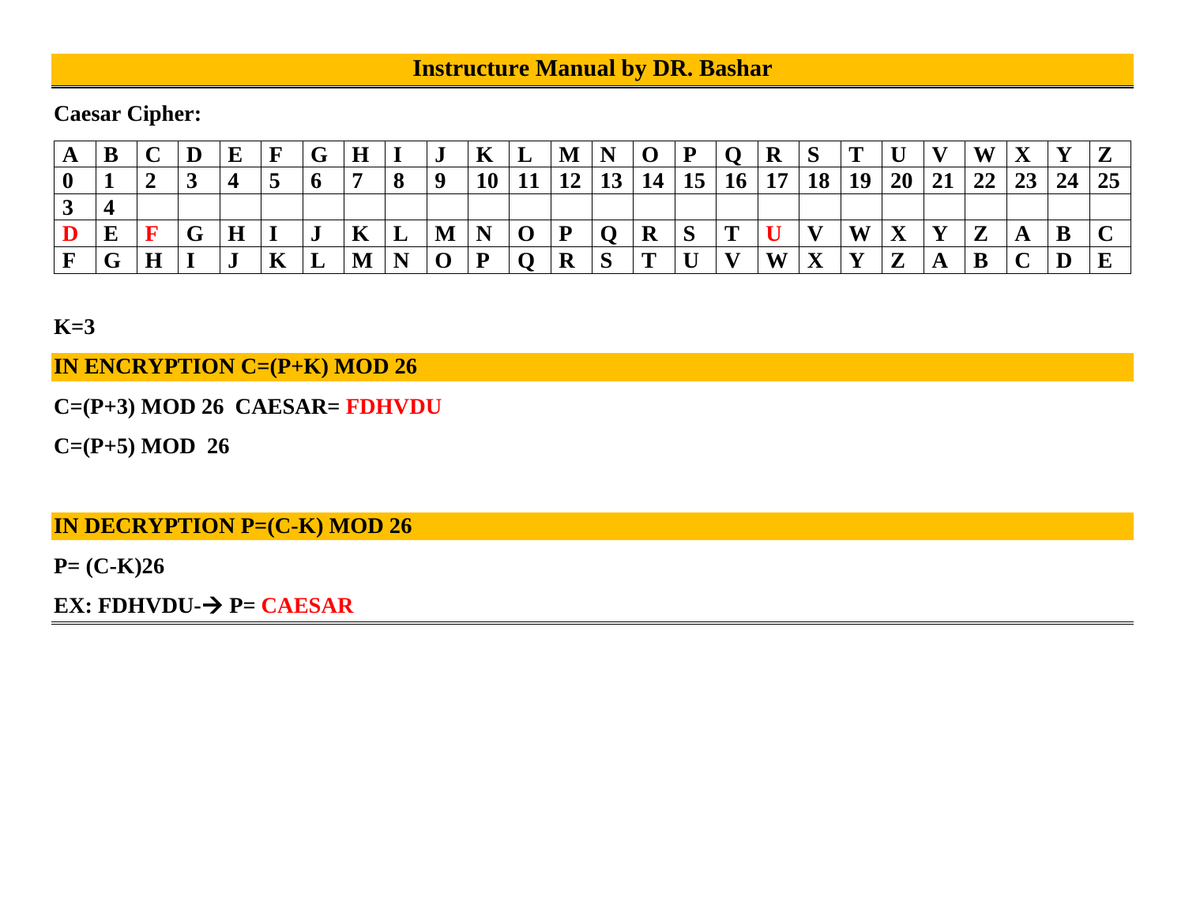# Instructure Manual by DR. Bashar

**Caesar Cipher:**

| A | B | C | D | E | F | G | H | I | J | K | L | M | N | O | P | Q | R | S | T | U | V | W | X | Y | Z |
|---|---|---|---|---|---|---|---|---|---|---|---|---|---|---|---|---|---|---|---|---|---|---|---|---|---|
| 0 | 1 | 2 | 3 | 4 | 5 | 6 | 7 | 8 | 9 | 10 | 11 | 12 | 13 | 14 | 15 | 16 | 17 | 18 | 19 | 20 | 21 | 22 | 23 | 24 | 25 |
| 3 | 4 | | | | | | | | | | | | | | | | | | | | | | | | |
| D | E | F | G | H | I | J | K | L | M | N | O | P | Q | R | S | T | U | V | W | X | Y | Z | A | B | C |
| F | G | H | I | J | K | L | M | N | O | P | Q | R | S | T | U | V | W | X | Y | Z | A | B | C | D | E |

**K=3**

**IN ENCRYPTION C=(P+K) MOD 26**

**C=(P+3) MOD 26 CAESAR= FDHVDU**

**C=(P+5) MOD 26**

**IN DECRYPTION P=(C-K) MOD 26**

**P= (C-K)26**

**EX: FDHVDU-→ P= CAESAR**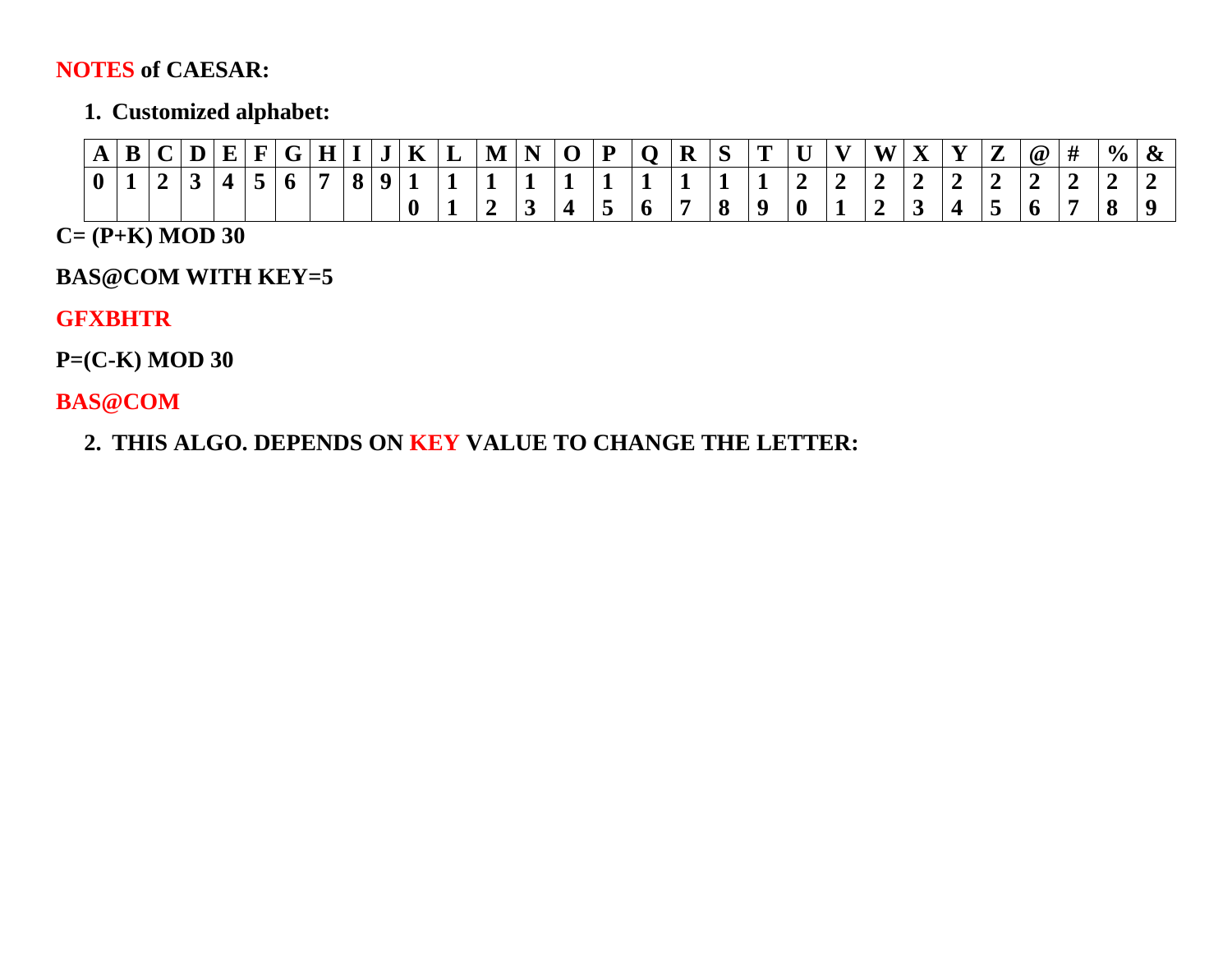**NOTES of CAESAR:**

1. **Customized alphabet:**

| A | B | C | D | E | F | G | H | I | J | K | L | M | N | O | P | Q | R | S | T | U | V | W | X | Y | Z | @ | # | % | & |
|---|---|---|---|---|---|---|---|---|---|---|---|---|---|---|---|---|---|---|---|---|---|---|---|---|---|---|---|---|---|
| 0 | 1 | 2 | 3 | 4 | 5 | 6 | 7 | 8 | 9 | 10 | 11 | 12 | 13 | 14 | 15 | 16 | 17 | 18 | 19 | 20 | 21 | 22 | 23 | 24 | 25 | 26 | 27 | 28 | 29 |

**C= (P+K) MOD 30**

**BAS@COM WITH KEY=5**

**GFXBHTR**

**P=(C-K) MOD 30**

**BAS@COM**

2. **THIS ALGO. DEPENDS ON KEY VALUE TO CHANGE THE LETTER:**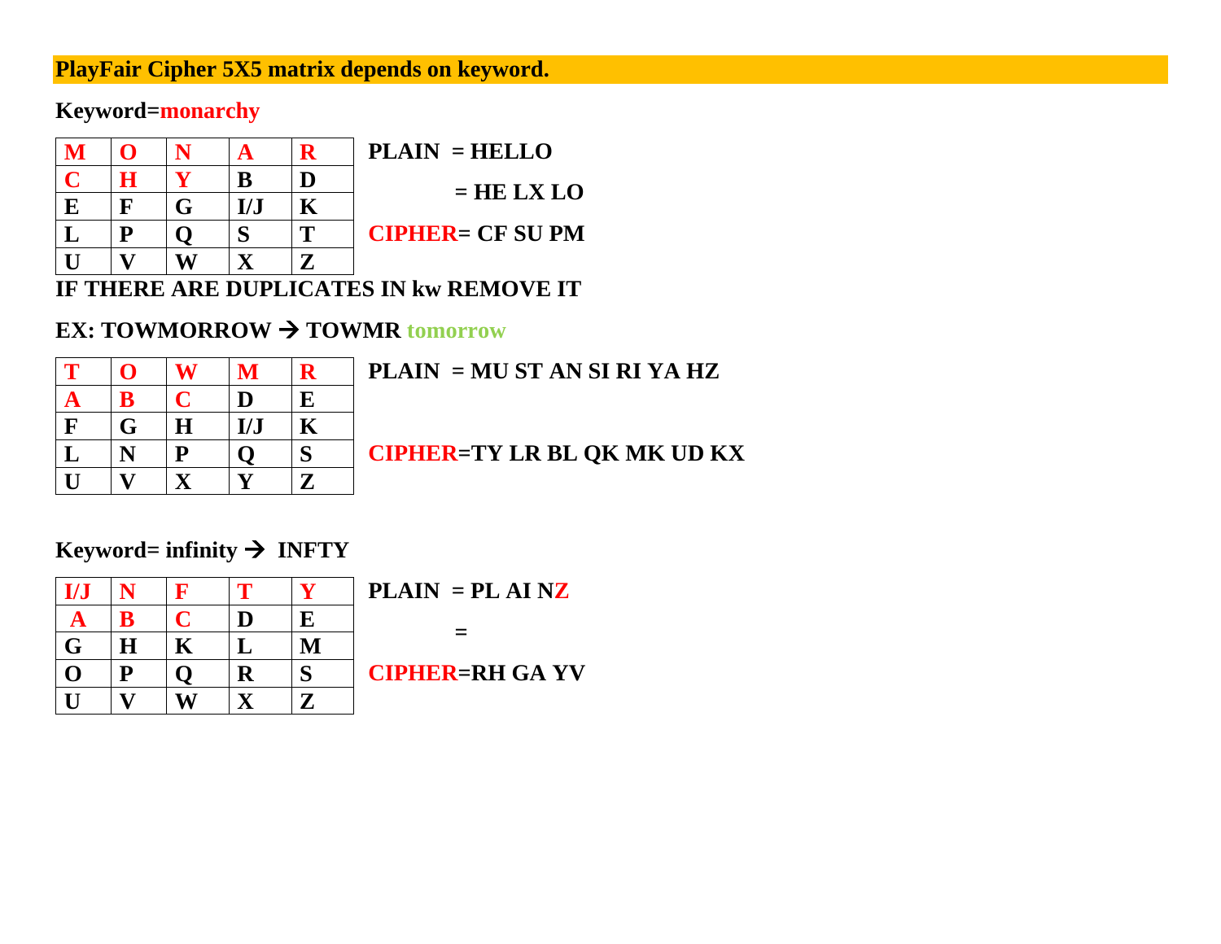**PlayFair Cipher 5X5 matrix depends on keyword.**

**Keyword=monarchy**

| M | O | N | A | R |
|---|---|---|---|---|
| C | H | Y | B | D |
| E | F | G | I/J | K |
| L | P | Q | S | T |
| U | V | W | X | Z |

**PLAIN = HELLO**

**= HE LX LO**

**CIPHER= CF SU PM**

**IF THERE ARE DUPLICATES IN kw REMOVE IT**

**EX: TOWMORROW → TOWMR tomorrow**

| T | O | W | M | R |
|---|---|---|---|---|
| A | B | C | D | E |
| F | G | H | I/J | K |
| L | N | P | Q | S |
| U | V | X | Y | Z |

**PLAIN = MU ST AN SI RI YA HZ**

**CIPHER=TY LR BL QK MK UD KX**

**Keyword= infinity → INFTY**

| I/J | N | F | T | Y |
|---|---|---|---|---|
| A | B | C | D | E |
| G | H | K | L | M |
| O | P | Q | R | S |
| U | V | W | X | Z |

**PLAIN = PL AI NZ**

**=**

**CIPHER=RH GA YV**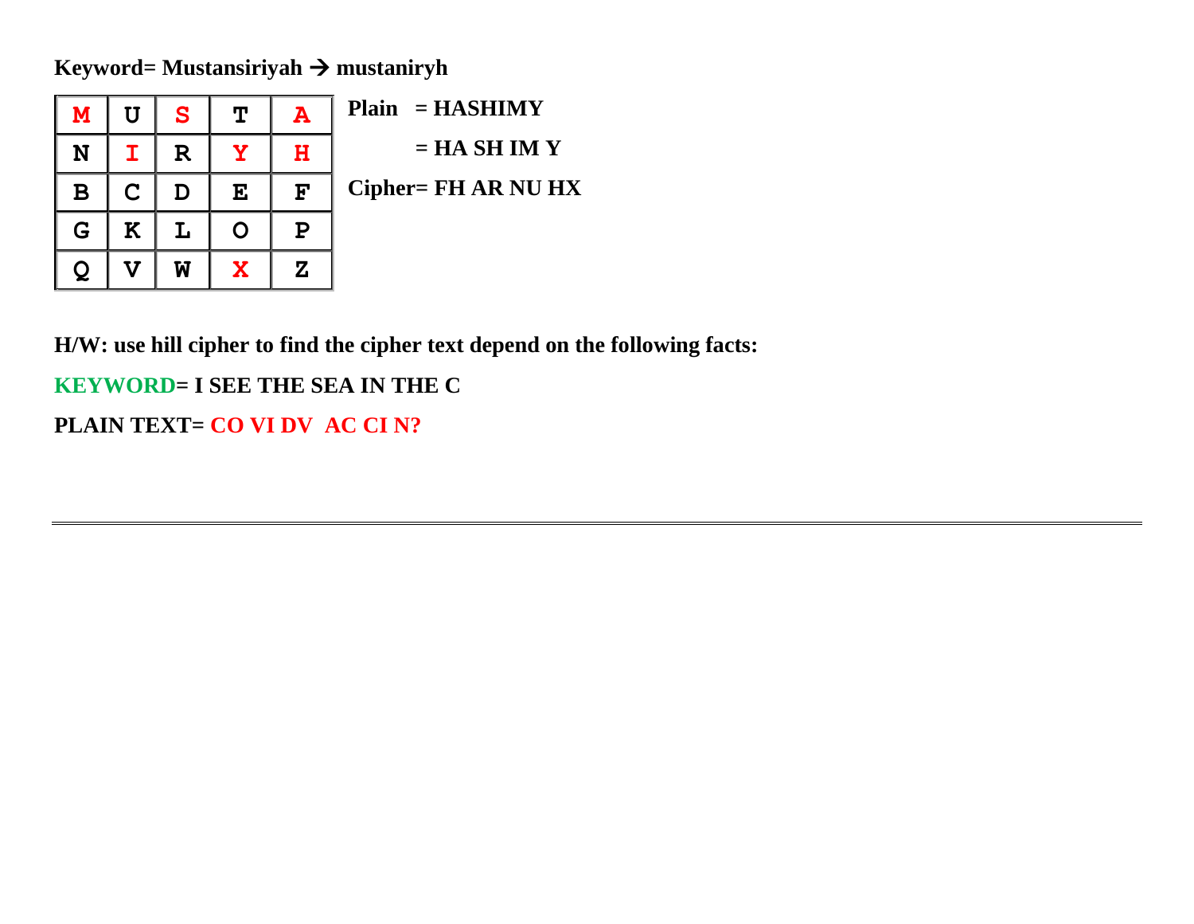**Keyword= Mustansiriyah → mustaniryh**

| M | U | S | T | A |
|---|---|---|---|---|
| N | I | R | Y | H |
| B | C | D | E | F |
| G | K | L | O | P |
| Q | V | W | X | Z |

**Plain = HASHIMY**

**= HA SH IM Y**

**Cipher= FH AR NU HX**

**H/W: use hill cipher to find the cipher text depend on the following facts:**

**KEYWORD= I SEE THE SEA IN THE C**

**PLAIN TEXT= CO VI DV AC CI N?**

---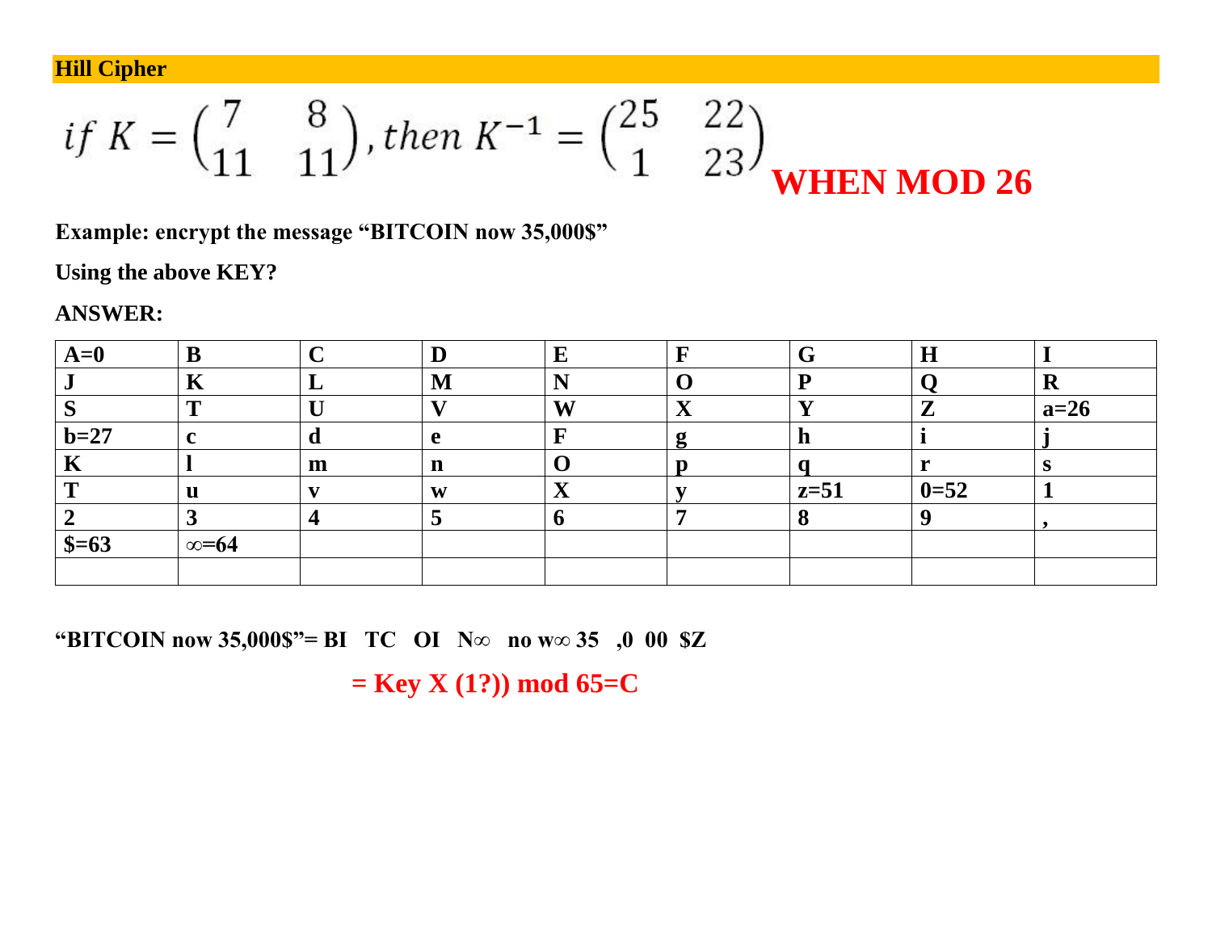## Hill Cipher

$$if\ K = \begin{pmatrix} 7 & 8 \\ 11 & 11 \end{pmatrix}, then\ K^{-1} = \begin{pmatrix} 25 & 22 \\ 1 & 23 \end{pmatrix}$$ **WHEN MOD 26**

**Example: encrypt the message "BITCOIN now 35,000$"**

**Using the above KEY?**

**ANSWER:**

| A=0 | B | C | D | E | F | G | H | I |
|---|---|---|---|---|---|---|---|---|
| J | K | L | M | N | O | P | Q | R |
| S | T | U | V | W | X | Y | Z | a=26 |
| b=27 | c | d | e | F | g | h | i | j |
| K | l | m | n | O | p | q | r | s |
| T | u | v | w | X | y | z=51 | 0=52 | 1 |
| 2 | 3 | 4 | 5 | 6 | 7 | 8 | 9 | , |
| $=63 | ∞=64 | | | | | | | |
| | | | | | | | | |

**"BITCOIN now 35,000$"= BI TC OI N∞ no w∞ 35 ,0 00 $Z**

**= Key X (1?)) mod 65=C**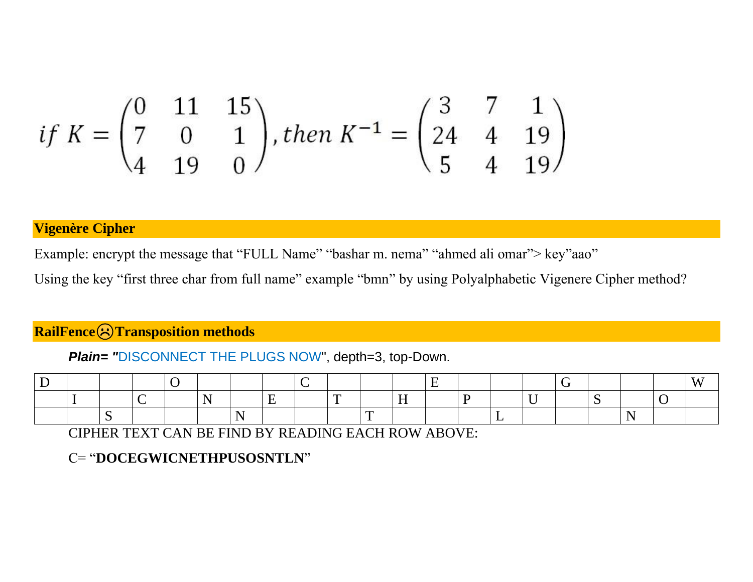$$if\ K = \begin{pmatrix} 0 & 11 & 15 \\ 7 & 0 & 1 \\ 4 & 19 & 0 \end{pmatrix}, then\ K^{-1} = \begin{pmatrix} 3 & 7 & 1 \\ 24 & 4 & 19 \\ 5 & 4 & 19 \end{pmatrix}$$

## Vigenère Cipher

Example: encrypt the message that “FULL Name” “bashar m. nema” “ahmed ali omar”> key”aao”

Using the key “first three char from full name” example “bmn” by using Polyalphabetic Vigenere Cipher method?

## RailFence☹Transposition methods

***Plain= "***DISCONNECT THE PLUGS NOW", depth=3, top-Down.

| D | | | | O | | | | C | | | | E | | | | G | | | | W |
|---|---|---|---|---|---|---|---|---|---|---|---|---|---|---|---|---|---|---|---|---|
| | I | | C | | N | | E | | T | | H | | P | | U | | S | | O | |
| | | S | | | | N | | | | T | | | | L | | | | N | | |

CIPHER TEXT CAN BE FIND BY READING EACH ROW ABOVE:

C= “**DOCEGWICNETHPUSOSNTLN**”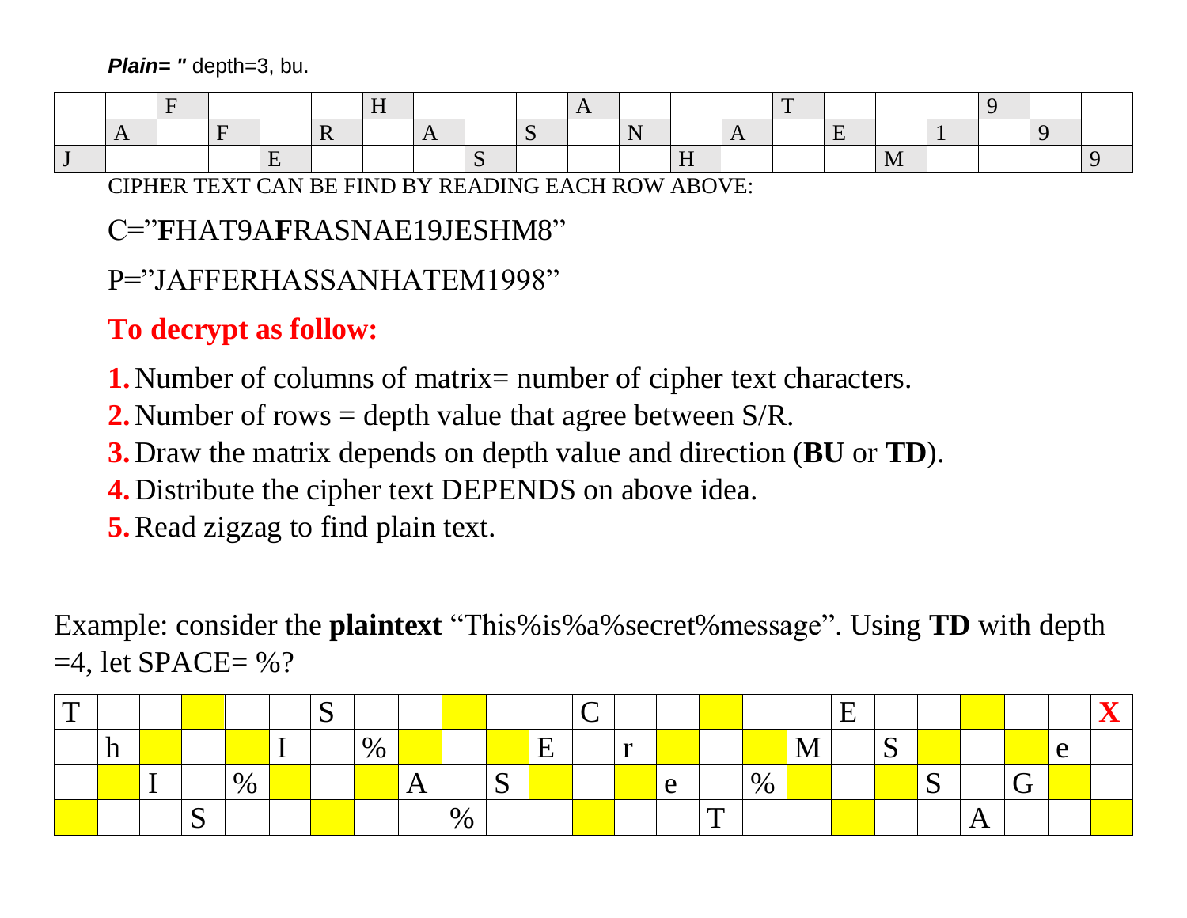***Plain= "*** depth=3, bu.

| | | F | | | | H | | | | A | | | | T | | | | 9 | | |
|---|---|---|---|---|---|---|---|---|---|---|---|---|---|---|---|---|---|---|---|---|
| | A | | F | | R | | A | | S | | N | | A | | E | | 1 | | 9 | |
| J | | | | E | | | | S | | | | H | | | | M | | | | 9 |

CIPHER TEXT CAN BE FIND BY READING EACH ROW ABOVE:

C="**F**HAT9A**F**RASNAE19JESHM8"

P="JAFFERHASSANHATEM1998"

**To decrypt as follow:**

1. Number of columns of matrix= number of cipher text characters.
2. Number of rows = depth value that agree between S/R.
3. Draw the matrix depends on depth value and direction (**BU** or **TD**).
4. Distribute the cipher text DEPENDS on above idea.
5. Read zigzag to find plain text.

Example: consider the **plaintext** "This%is%a%secret%message". Using **TD** with depth =4, let SPACE= %?

| T | | | | | | S | | | | | | C | | | | | | E | | | | | | X |
|---|---|---|---|---|---|---|---|---|---|---|---|---|---|---|---|---|---|---|---|---|---|---|---|---|
| | h | | | | I | | % | | | | E | | r | | | | M | | S | | | | e | |
| | | I | | % | | | | A | | S | | | | e | | % | | | | S | | G | | |
| | | | S | | | | | | % | | | | | | T | | | | | | A | | | |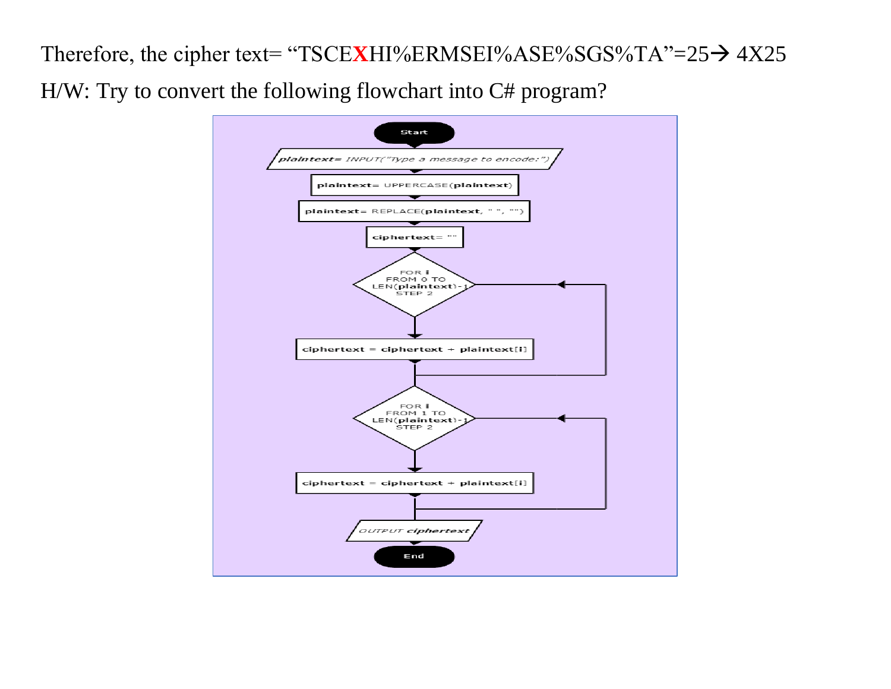Therefore, the cipher text= “TSCE**X**HI%ERMSEI%ASE%SGS%TA”=25→ 4X25

H/W: Try to convert the following flowchart into C# program?

```
Start
plaintext= INPUT("Type a message to encode:")
plaintext= UPPERCASE(plaintext)
plaintext= REPLACE(plaintext, " ", "")
ciphertext= ""
FOR i FROM 0 TO LEN(plaintext)-1 STEP 2
    ciphertext = ciphertext + plaintext[i]
FOR i FROM 1 TO LEN(plaintext)-1 STEP 2
    ciphertext = ciphertext + plaintext[i]
OUTPUT ciphertext
End
```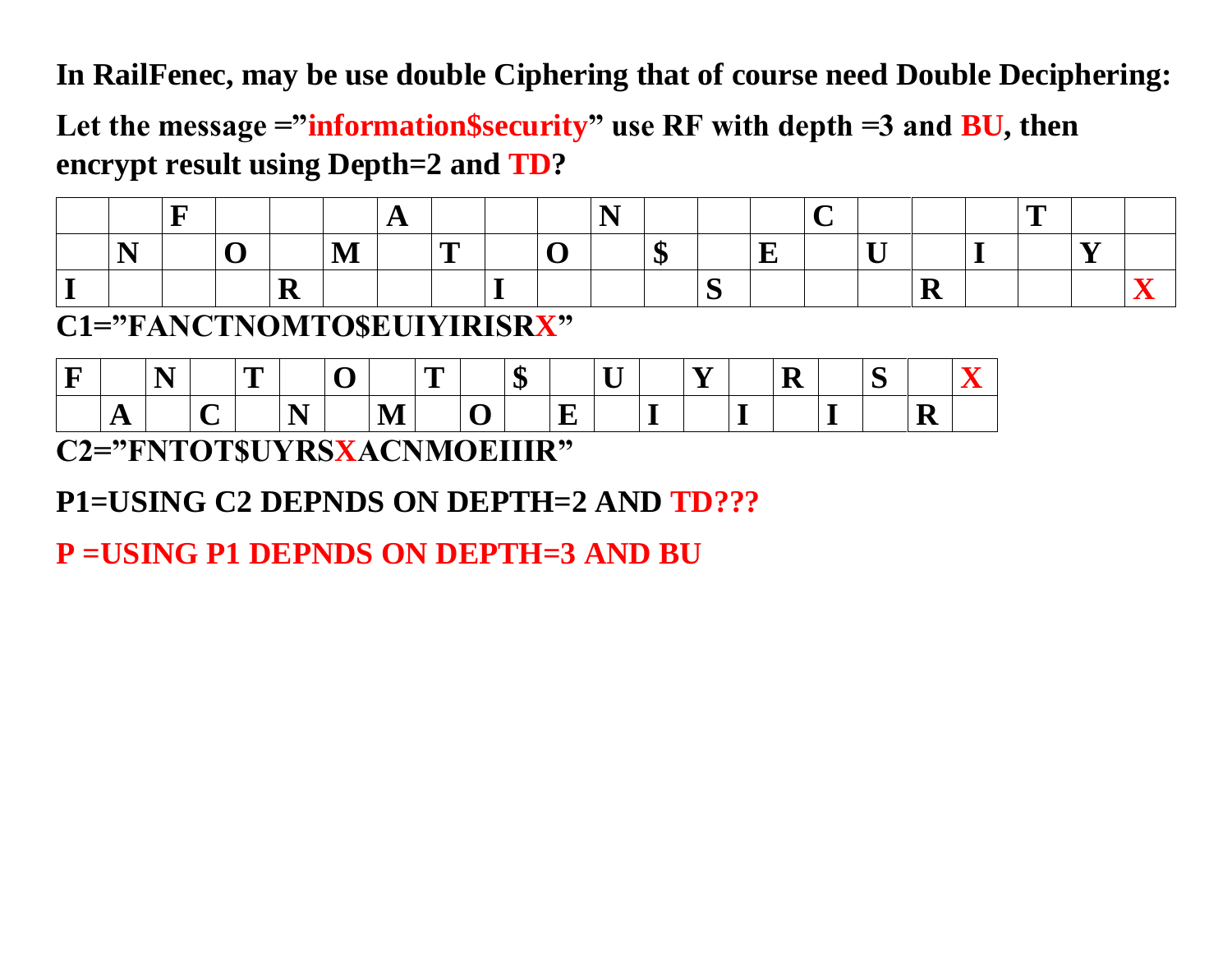**In RailFenec, may be use double Ciphering that of course need Double Deciphering:**

**Let the message ="information$security" use RF with depth =3 and BU, then encrypt result using Depth=2 and TD?**

| | | F | | | | A | | | | N | | | | C | | | | T | | |
|---|---|---|---|---|---|---|---|---|---|---|---|---|---|---|---|---|---|---|---|---|
| | N | | O | | M | | T | | O | | $ | | E | | U | | I | | Y | |
| I | | | | R | | | | I | | | | S | | | | R | | | | X |

**C1="FANCTNOMTO$EUIYIRISRX"**

| F | | N | | T | | O | | T | | $ | | U | | Y | | R | | S | | X |
|---|---|---|---|---|---|---|---|---|---|---|---|---|---|---|---|---|---|---|---|---|
| | A | | C | | N | | M | | O | | E | | I | | I | | I | | R | |

**C2="FNTOT$UYRSXACNMOEIIIR"**

**P1=USING C2 DEPNDS ON DEPTH=2 AND TD???**

**P =USING P1 DEPNDS ON DEPTH=3 AND BU**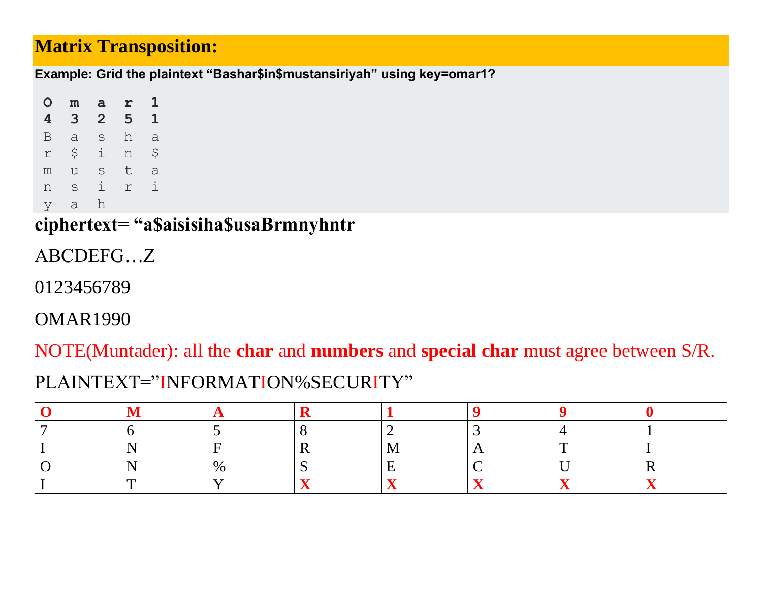## Matrix Transposition:

**Example: Grid the plaintext "Bashar$in$mustansiriyah" using key=omar1?**

```
O  m  a  r  1
4  3  2  5  1
B  a  s  h  a
r  $  i  n  $
m  u  s  t  a
n  s  i  r  i
y  a  h
```

**ciphertext= "a$aisisiha$usaBrmnyhntr**

ABCDEFG…Z

0123456789

OMAR1990

NOTE(Muntader): all the **char** and **numbers** and **special char** must agree between S/R.

PLAINTEXT="INFORMATION%SECURITY"

| O | M | A | R | 1 | 9 | 9 | 0 |
|---|---|---|---|---|---|---|---|
| 7 | 6 | 5 | 8 | 2 | 3 | 4 | 1 |
| I | N | F | R | M | A | T | I |
| O | N | % | S | E | C | U | R |
| I | T | Y | **X** | **X** | **X** | **X** | **X** |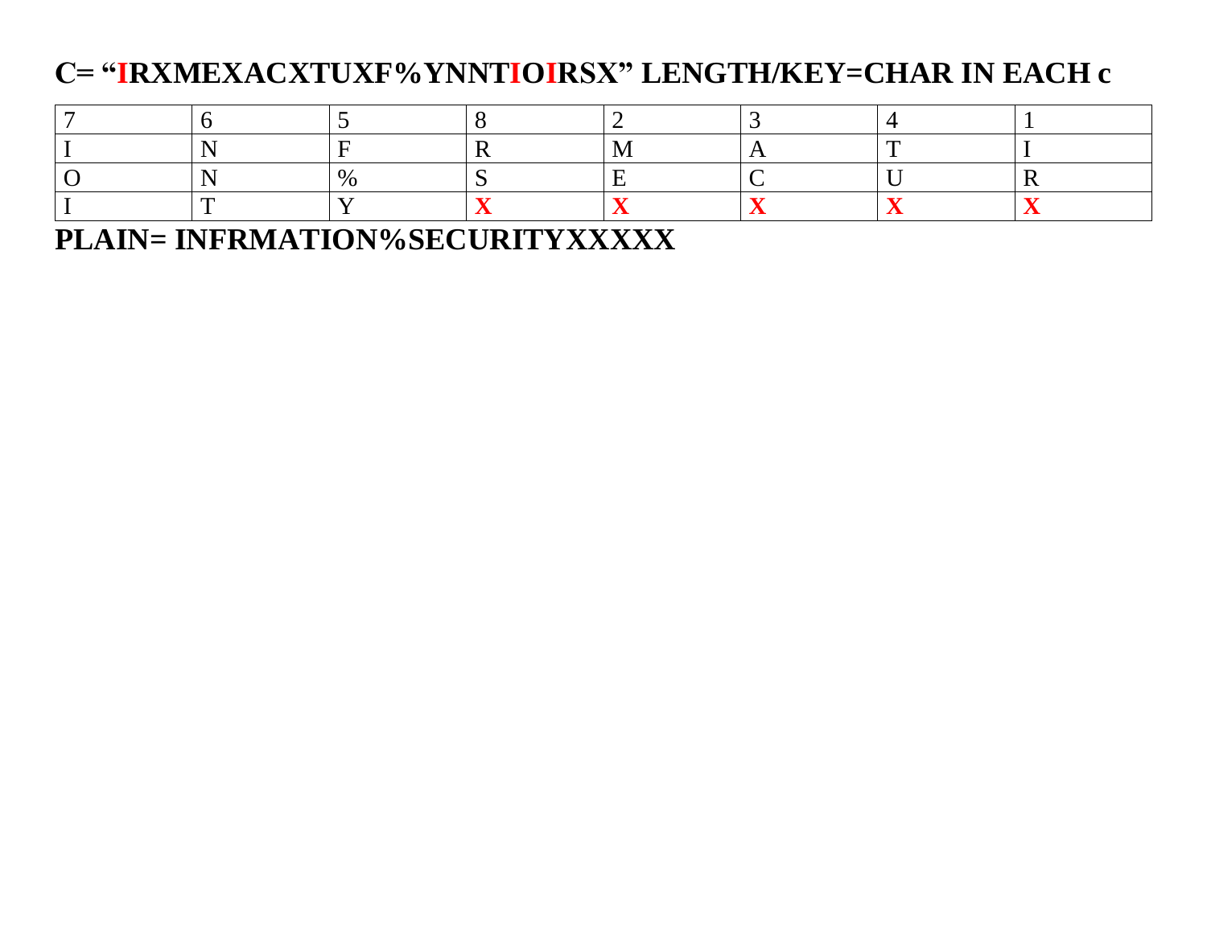**C= “IRXMEXACXTUXF%YNNTIOIRSX” LENGTH/KEY=CHAR IN EACH c**

| 7 | 6 | 5 | 8 | 2 | 3 | 4 | 1 |
|---|---|---|---|---|---|---|---|
| I | N | F | R | M | A | T | I |
| O | N | % | S | E | C | U | R |
| I | T | Y | **X** | **X** | **X** | **X** | **X** |

**PLAIN= INFRMATION%SECURITYXXXXX**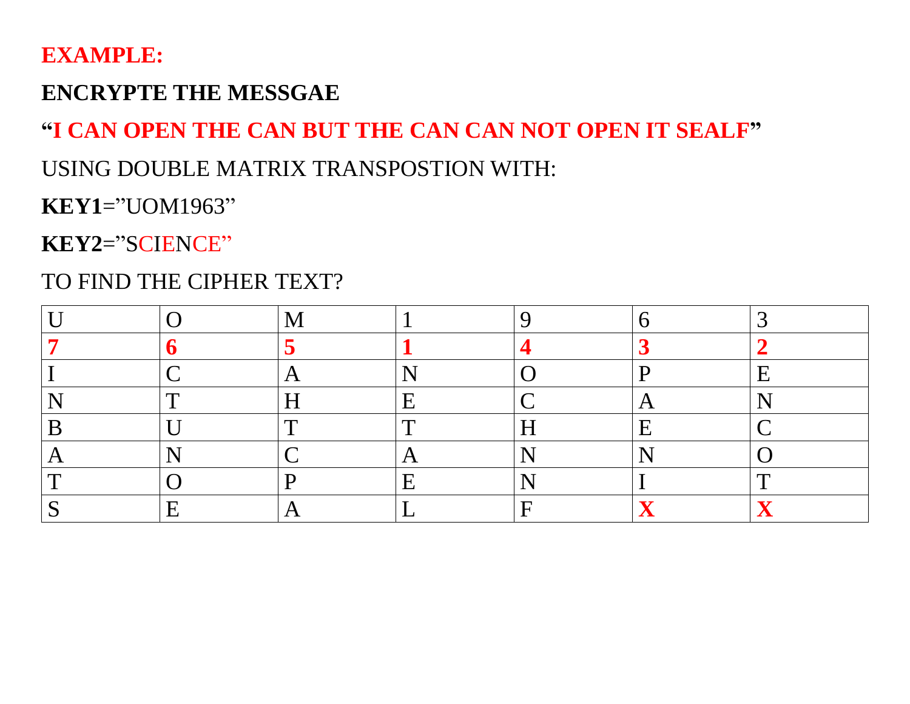**EXAMPLE:**

**ENCRYPTE THE MESSGAE**

**"I CAN OPEN THE CAN BUT THE CAN CAN NOT OPEN IT SEALF"**

USING DOUBLE MATRIX TRANSPOSTION WITH:

**KEY1**="UOM1963"

**KEY2**="SCIENCE"

TO FIND THE CIPHER TEXT?

| U | O | M | 1 | 9 | 6 | 3 |
|---|---|---|---|---|---|---|
| **7** | **6** | **5** | **1** | **4** | **3** | **2** |
| I | C | A | N | O | P | E |
| N | T | H | E | C | A | N |
| B | U | T | T | H | E | C |
| A | N | C | A | N | N | O |
| T | O | P | E | N | I | T |
| S | E | A | L | F | **X** | **X** |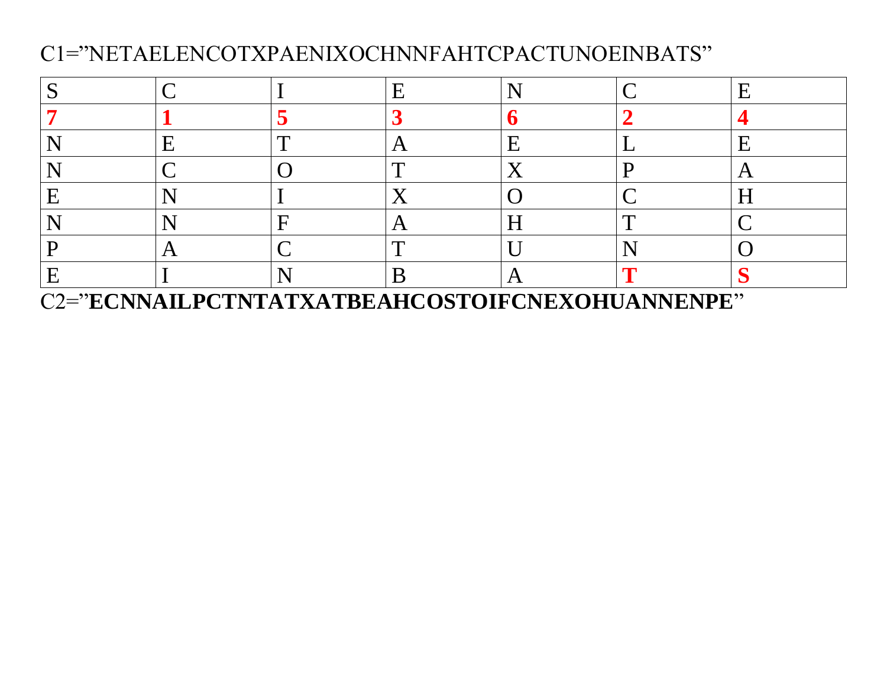C1="NETAELENCOTXPAENIXOCHNNFAHTCPACTUNOEINBATS"

| | | | | | | |
|---|---|---|---|---|---|---|
| S | C | I | E | N | C | E |
| **7** | **1** | **5** | **3** | **6** | **2** | **4** |
| N | E | T | A | E | L | E |
| N | C | O | T | X | P | A |
| E | N | I | X | O | C | H |
| N | N | F | A | H | T | C |
| P | A | C | T | U | N | O |
| E | I | N | B | A | **T** | **S** |

C2="**ECNNAILPCTNTATXATBEAHCOSTOIFCNEXOHUANNENPE**"